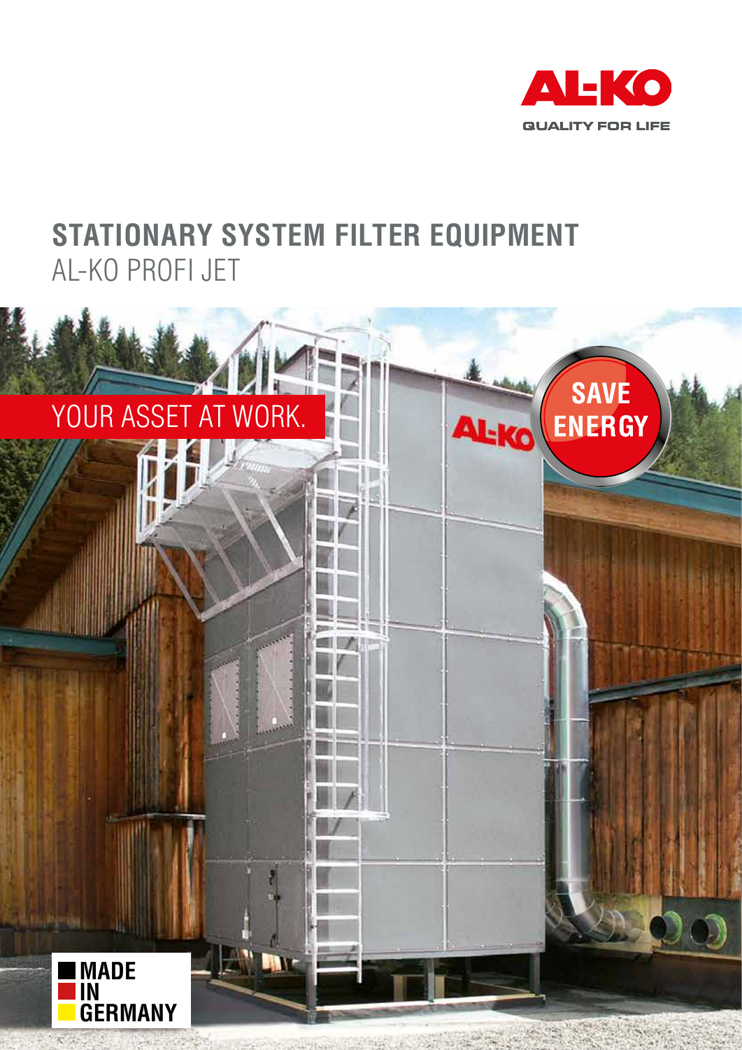AL-KO

QUALITY FOR LIFE

# STATIONARY SYSTEM FILTER EQUIPMENT

## AL-KO PROFI JET

YOUR ASSET AT WORK.

SAVE ENERGY

MADE IN GERMANY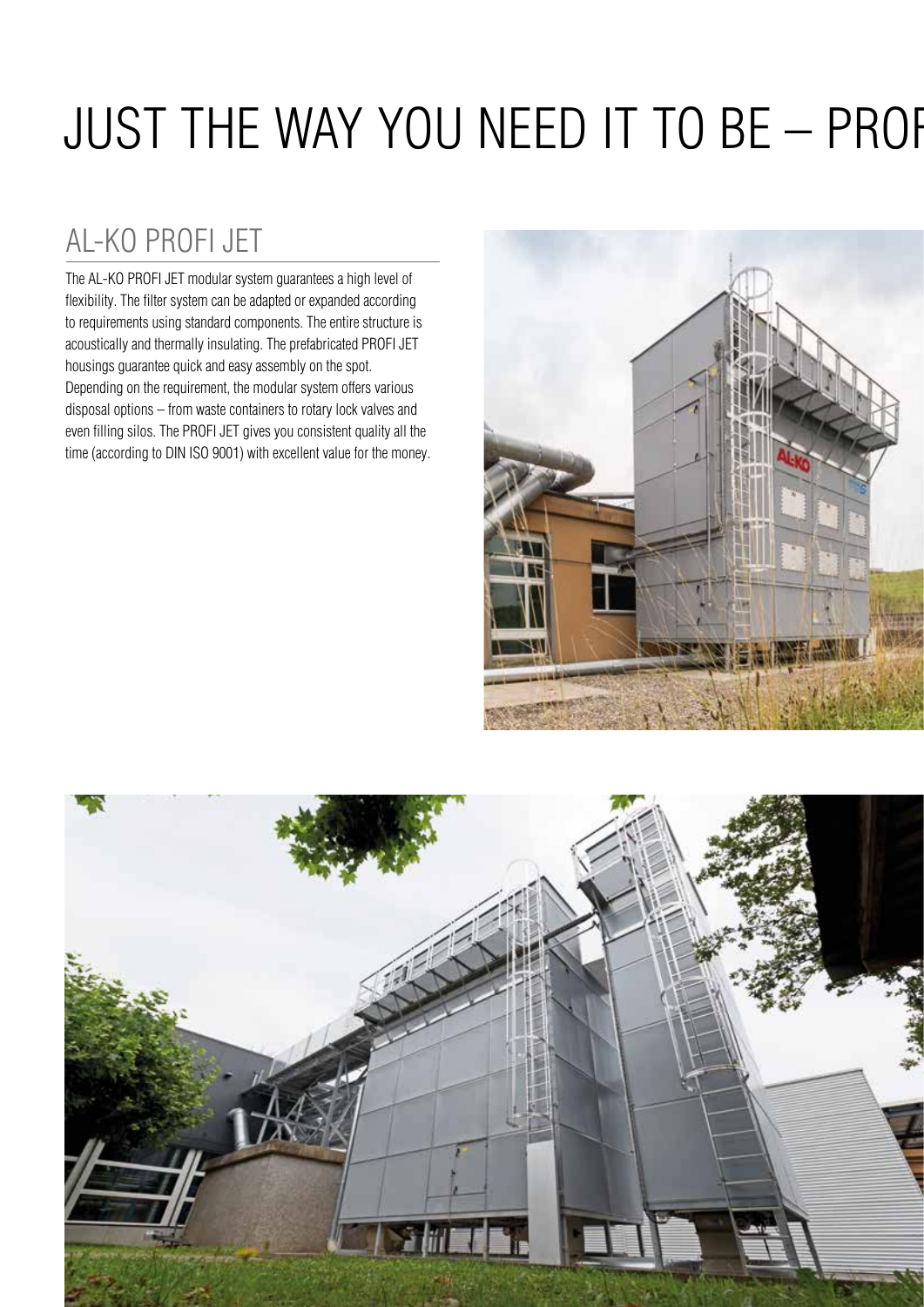# JUST THE WAY YOU NEED IT TO BE – PROF

## AL-KO PROFI JET

The AL-KO PROFI JET modular system guarantees a high level of flexibility. The filter system can be adapted or expanded according to requirements using standard components. The entire structure is acoustically and thermally insulating. The prefabricated PROFI JET housings guarantee quick and easy assembly on the spot. Depending on the requirement, the modular system offers various disposal options – from waste containers to rotary lock valves and even filling silos. The PROFI JET gives you consistent quality all the time (according to DIN ISO 9001) with excellent value for the money.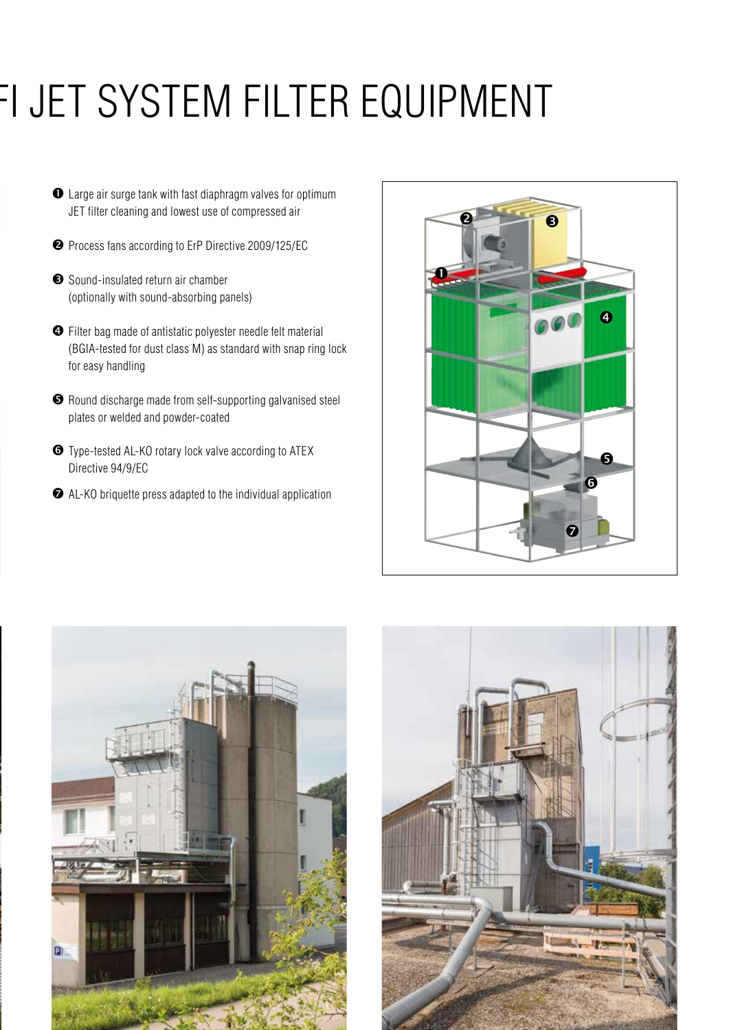# FI JET SYSTEM FILTER EQUIPMENT

1. Large air surge tank with fast diaphragm valves for optimum JET filter cleaning and lowest use of compressed air
2. Process fans according to ErP Directive 2009/125/EC
3. Sound-insulated return air chamber (optionally with sound-absorbing panels)
4. Filter bag made of antistatic polyester needle felt material (BGIA-tested for dust class M) as standard with snap ring lock for easy handling
5. Round discharge made from self-supporting galvanised steel plates or welded and powder-coated
6. Type-tested AL-KO rotary lock valve according to ATEX Directive 94/9/EC
7. AL-KO briquette press adapted to the individual application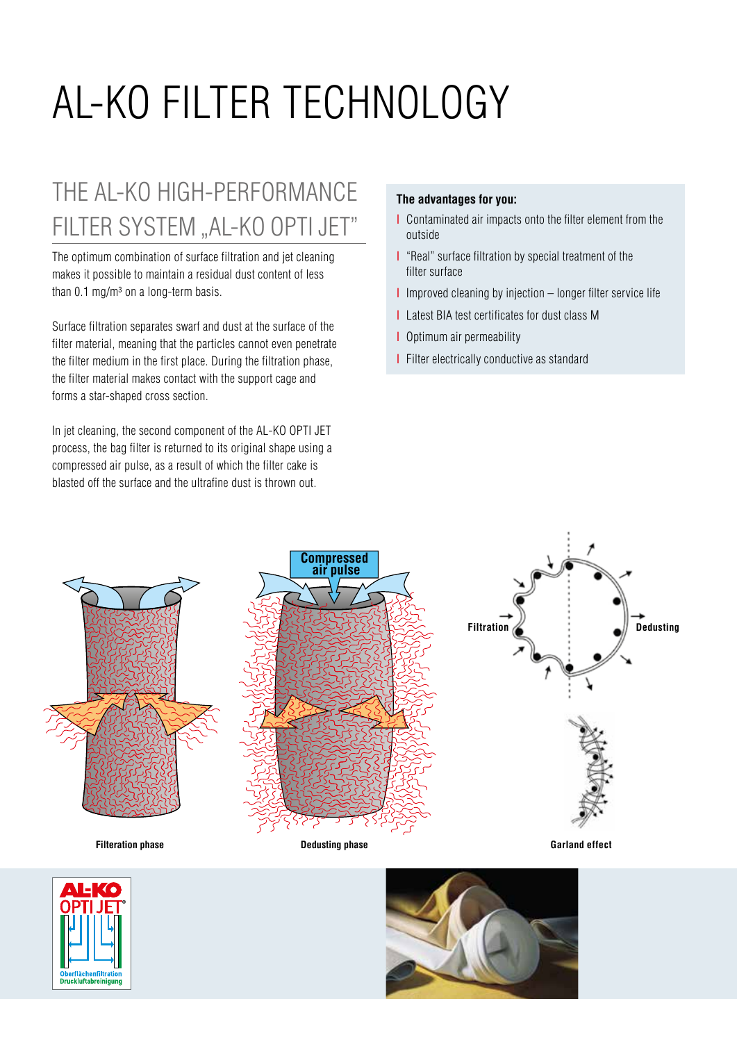# AL-KO FILTER TECHNOLOGY

## THE AL-KO HIGH-PERFORMANCE FILTER SYSTEM „AL-KO OPTI JET"

The optimum combination of surface filtration and jet cleaning makes it possible to maintain a residual dust content of less than 0.1 mg/m³ on a long-term basis.

Surface filtration separates swarf and dust at the surface of the filter material, meaning that the particles cannot even penetrate the filter medium in the first place. During the filtration phase, the filter material makes contact with the support cage and forms a star-shaped cross section.

In jet cleaning, the second component of the AL-KO OPTI JET process, the bag filter is returned to its original shape using a compressed air pulse, as a result of which the filter cake is blasted off the surface and the ultrafine dust is thrown out.

**The advantages for you:**

- Contaminated air impacts onto the filter element from the outside
- "Real" surface filtration by special treatment of the filter surface
- Improved cleaning by injection – longer filter service life
- Latest BIA test certificates for dust class M
- Optimum air permeability
- Filter electrically conductive as standard

Filteration phase

Dedusting phase

Garland effect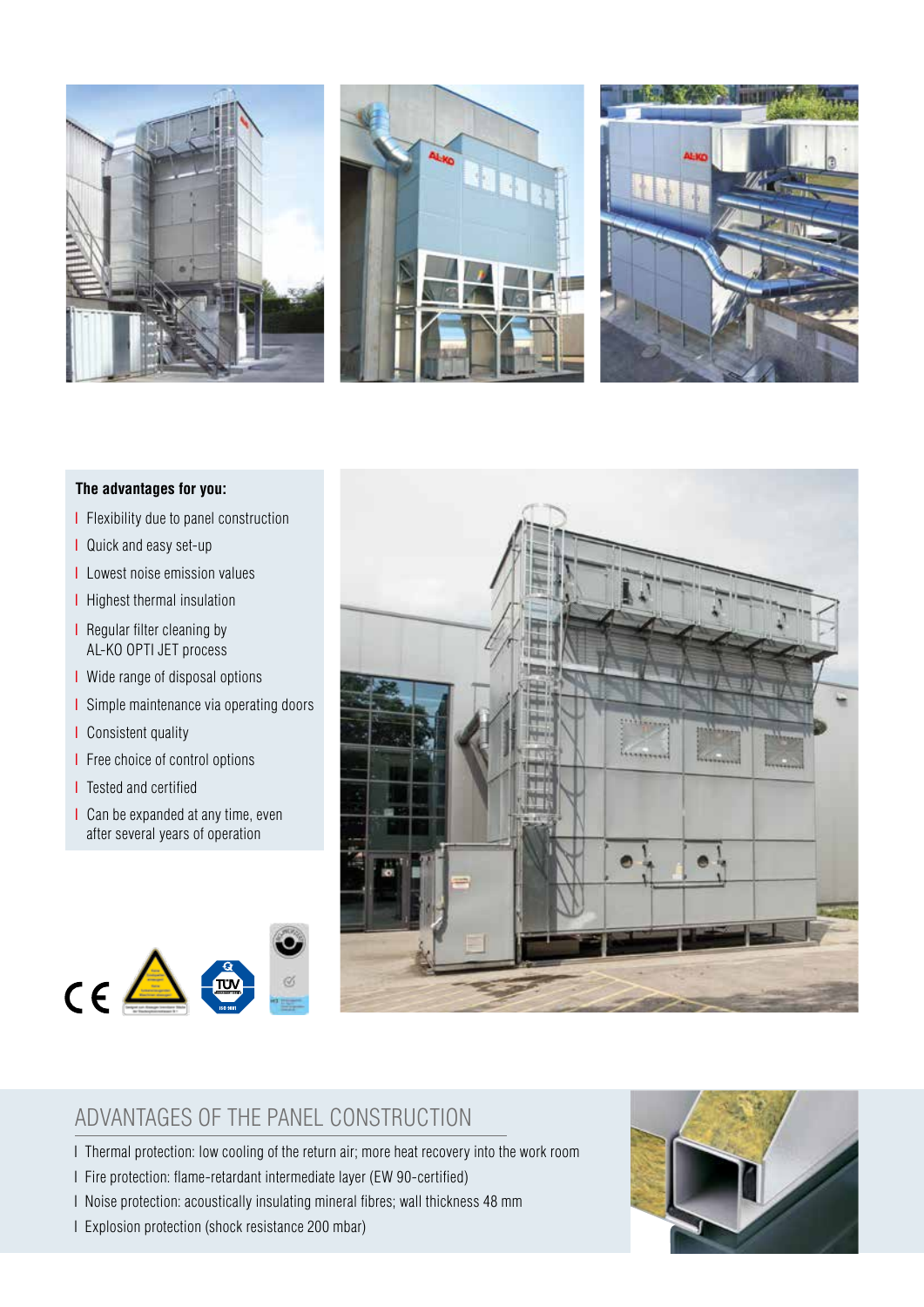**The advantages for you:**

- Flexibility due to panel construction
- Quick and easy set-up
- Lowest noise emission values
- Highest thermal insulation
- Regular filter cleaning by AL-KO OPTI JET process
- Wide range of disposal options
- Simple maintenance via operating doors
- Consistent quality
- Free choice of control options
- Tested and certified
- Can be expanded at any time, even after several years of operation

## ADVANTAGES OF THE PANEL CONSTRUCTION

- Thermal protection: low cooling of the return air; more heat recovery into the work room
- Fire protection: flame-retardant intermediate layer (EW 90-certified)
- Noise protection: acoustically insulating mineral fibres; wall thickness 48 mm
- Explosion protection (shock resistance 200 mbar)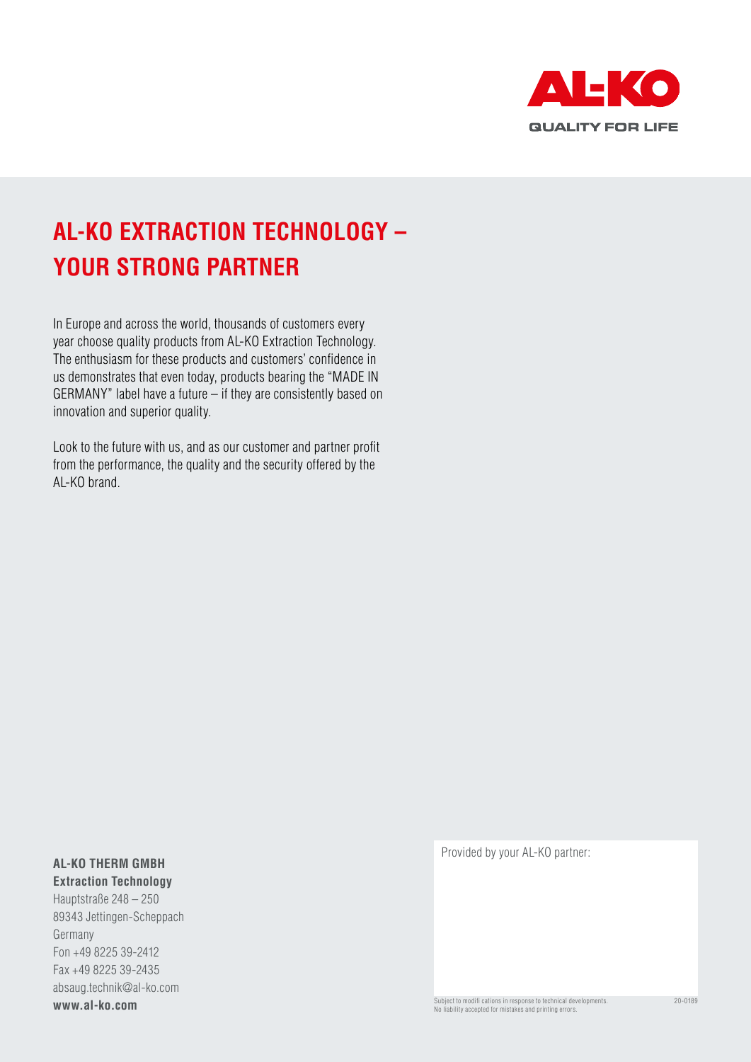AL-KO

QUALITY FOR LIFE

# AL-KO EXTRACTION TECHNOLOGY – YOUR STRONG PARTNER

In Europe and across the world, thousands of customers every year choose quality products from AL-KO Extraction Technology. The enthusiasm for these products and customers' confidence in us demonstrates that even today, products bearing the "MADE IN GERMANY" label have a future – if they are consistently based on innovation and superior quality.

Look to the future with us, and as our customer and partner profit from the performance, the quality and the security offered by the AL-KO brand.

**AL-KO THERM GMBH**
**Extraction Technology**
Hauptstraße 248 – 250
89343 Jettingen-Scheppach
Germany
Fon +49 8225 39-2412
Fax +49 8225 39-2435
absaug.technik@al-ko.com
**www.al-ko.com**

Provided by your AL-KO partner:

Subject to modifi cations in response to technical developments.
No liability accepted for mistakes and printing errors.

20-0189